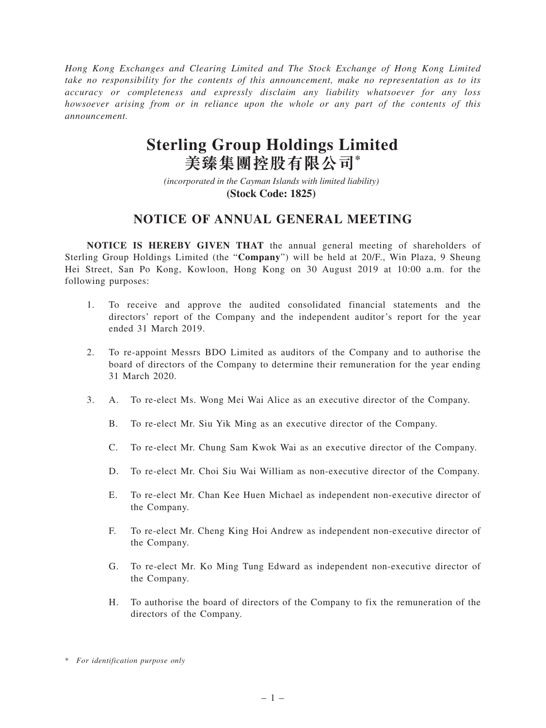*Hong Kong Exchanges and Clearing Limited and The Stock Exchange of Hong Kong Limited take no responsibility for the contents of this announcement, make no representation as to its accuracy or completeness and expressly disclaim any liability whatsoever for any loss howsoever arising from or in reliance upon the whole or any part of the contents of this announcement.*

# Sterling Group Holdings Limited
# 美臻集團控股有限公司*

*(incorporated in the Cayman Islands with limited liability)*
**(Stock Code: 1825)**

## NOTICE OF ANNUAL GENERAL MEETING

**NOTICE IS HEREBY GIVEN THAT** the annual general meeting of shareholders of Sterling Group Holdings Limited (the "**Company**") will be held at 20/F., Win Plaza, 9 Sheung Hei Street, San Po Kong, Kowloon, Hong Kong on 30 August 2019 at 10:00 a.m. for the following purposes:

1. To receive and approve the audited consolidated financial statements and the directors' report of the Company and the independent auditor's report for the year ended 31 March 2019.

2. To re-appoint Messrs BDO Limited as auditors of the Company and to authorise the board of directors of the Company to determine their remuneration for the year ending 31 March 2020.

3. A. To re-elect Ms. Wong Mei Wai Alice as an executive director of the Company.

   B. To re-elect Mr. Siu Yik Ming as an executive director of the Company.

   C. To re-elect Mr. Chung Sam Kwok Wai as an executive director of the Company.

   D. To re-elect Mr. Choi Siu Wai William as non-executive director of the Company.

   E. To re-elect Mr. Chan Kee Huen Michael as independent non-executive director of the Company.

   F. To re-elect Mr. Cheng King Hoi Andrew as independent non-executive director of the Company.

   G. To re-elect Mr. Ko Ming Tung Edward as independent non-executive director of the Company.

   H. To authorise the board of directors of the Company to fix the remuneration of the directors of the Company.

\* *For identification purpose only*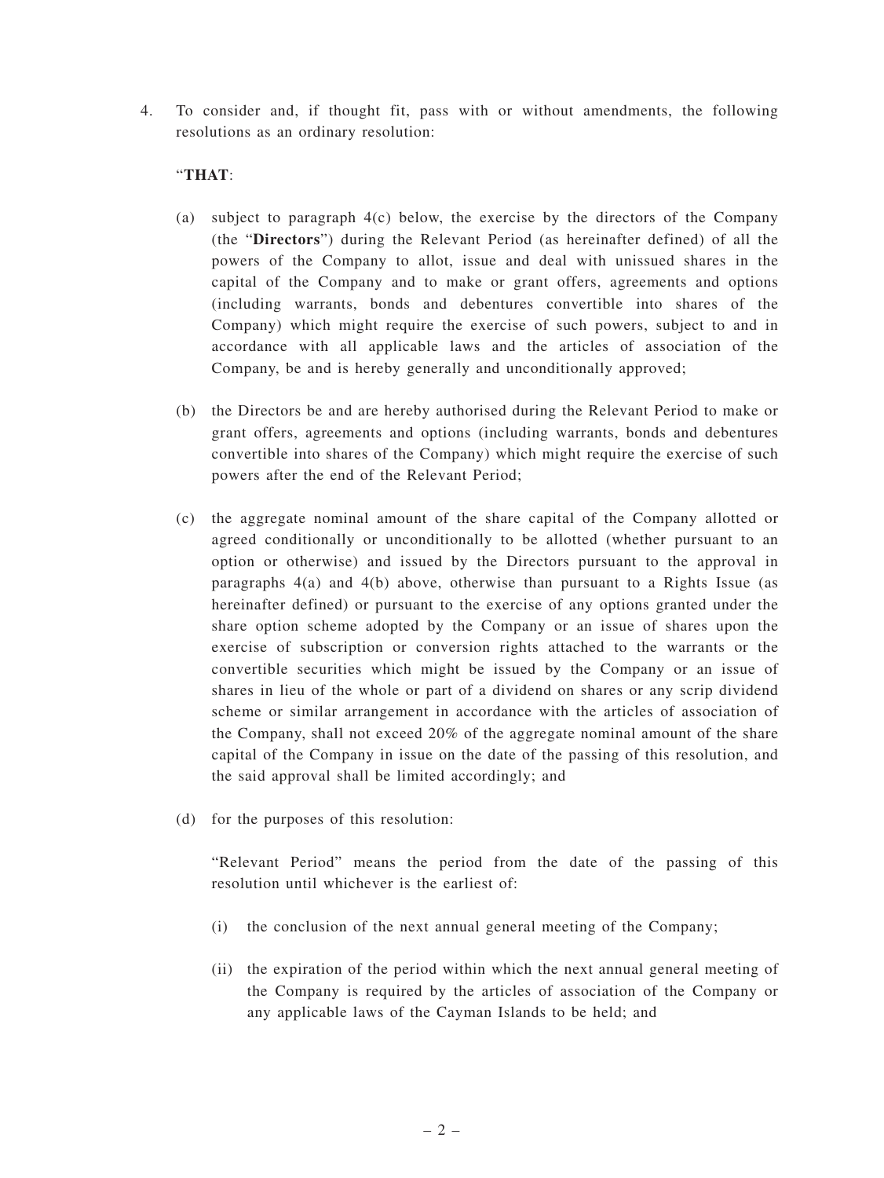4. To consider and, if thought fit, pass with or without amendments, the following resolutions as an ordinary resolution:

   "**THAT**:

   (a) subject to paragraph 4(c) below, the exercise by the directors of the Company (the "**Directors**") during the Relevant Period (as hereinafter defined) of all the powers of the Company to allot, issue and deal with unissued shares in the capital of the Company and to make or grant offers, agreements and options (including warrants, bonds and debentures convertible into shares of the Company) which might require the exercise of such powers, subject to and in accordance with all applicable laws and the articles of association of the Company, be and is hereby generally and unconditionally approved;

   (b) the Directors be and are hereby authorised during the Relevant Period to make or grant offers, agreements and options (including warrants, bonds and debentures convertible into shares of the Company) which might require the exercise of such powers after the end of the Relevant Period;

   (c) the aggregate nominal amount of the share capital of the Company allotted or agreed conditionally or unconditionally to be allotted (whether pursuant to an option or otherwise) and issued by the Directors pursuant to the approval in paragraphs 4(a) and 4(b) above, otherwise than pursuant to a Rights Issue (as hereinafter defined) or pursuant to the exercise of any options granted under the share option scheme adopted by the Company or an issue of shares upon the exercise of subscription or conversion rights attached to the warrants or the convertible securities which might be issued by the Company or an issue of shares in lieu of the whole or part of a dividend on shares or any scrip dividend scheme or similar arrangement in accordance with the articles of association of the Company, shall not exceed 20% of the aggregate nominal amount of the share capital of the Company in issue on the date of the passing of this resolution, and the said approval shall be limited accordingly; and

   (d) for the purposes of this resolution:

      "Relevant Period" means the period from the date of the passing of this resolution until whichever is the earliest of:

      (i) the conclusion of the next annual general meeting of the Company;

      (ii) the expiration of the period within which the next annual general meeting of the Company is required by the articles of association of the Company or any applicable laws of the Cayman Islands to be held; and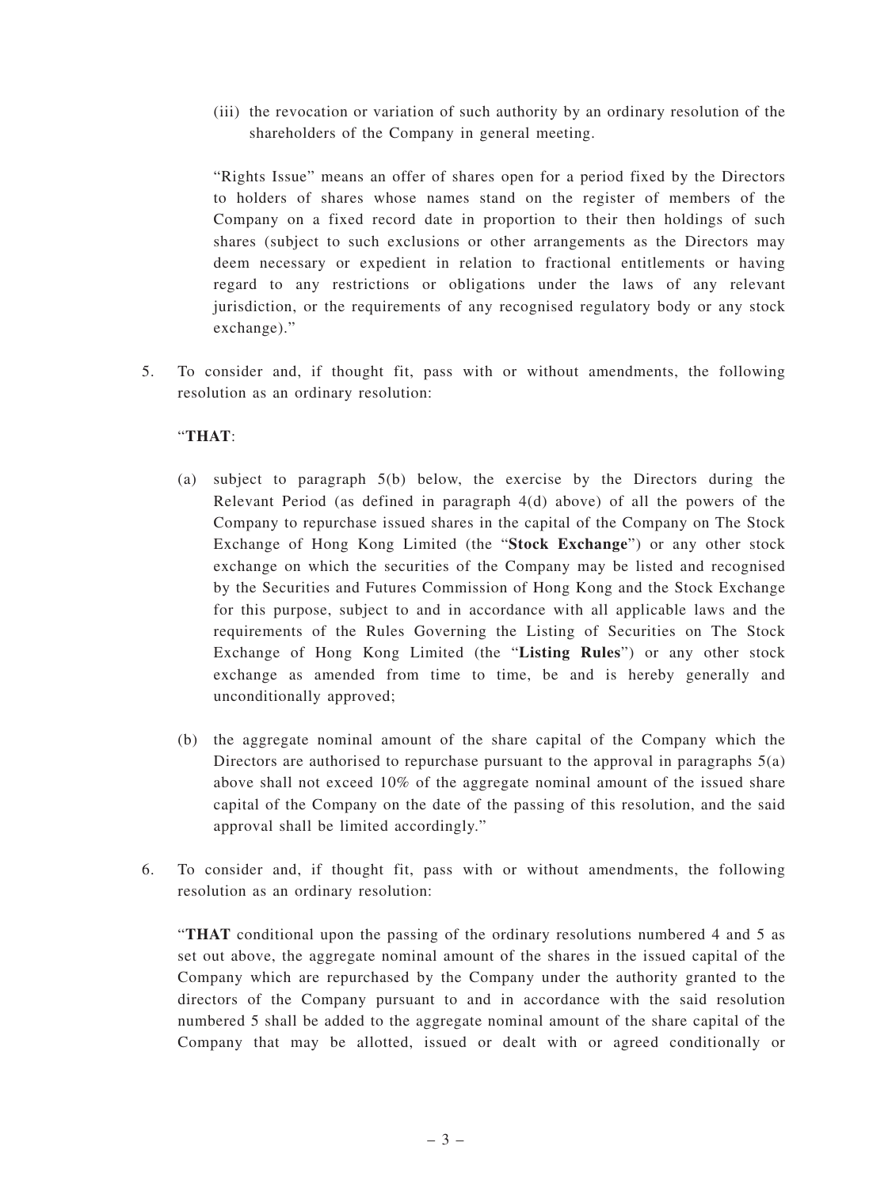(iii) the revocation or variation of such authority by an ordinary resolution of the shareholders of the Company in general meeting.

"Rights Issue" means an offer of shares open for a period fixed by the Directors to holders of shares whose names stand on the register of members of the Company on a fixed record date in proportion to their then holdings of such shares (subject to such exclusions or other arrangements as the Directors may deem necessary or expedient in relation to fractional entitlements or having regard to any restrictions or obligations under the laws of any relevant jurisdiction, or the requirements of any recognised regulatory body or any stock exchange)."

5. To consider and, if thought fit, pass with or without amendments, the following resolution as an ordinary resolution:

   "**THAT**:

   (a) subject to paragraph 5(b) below, the exercise by the Directors during the Relevant Period (as defined in paragraph 4(d) above) of all the powers of the Company to repurchase issued shares in the capital of the Company on The Stock Exchange of Hong Kong Limited (the "**Stock Exchange**") or any other stock exchange on which the securities of the Company may be listed and recognised by the Securities and Futures Commission of Hong Kong and the Stock Exchange for this purpose, subject to and in accordance with all applicable laws and the requirements of the Rules Governing the Listing of Securities on The Stock Exchange of Hong Kong Limited (the "**Listing Rules**") or any other stock exchange as amended from time to time, be and is hereby generally and unconditionally approved;

   (b) the aggregate nominal amount of the share capital of the Company which the Directors are authorised to repurchase pursuant to the approval in paragraphs 5(a) above shall not exceed 10% of the aggregate nominal amount of the issued share capital of the Company on the date of the passing of this resolution, and the said approval shall be limited accordingly."

6. To consider and, if thought fit, pass with or without amendments, the following resolution as an ordinary resolution:

   "**THAT** conditional upon the passing of the ordinary resolutions numbered 4 and 5 as set out above, the aggregate nominal amount of the shares in the issued capital of the Company which are repurchased by the Company under the authority granted to the directors of the Company pursuant to and in accordance with the said resolution numbered 5 shall be added to the aggregate nominal amount of the share capital of the Company that may be allotted, issued or dealt with or agreed conditionally or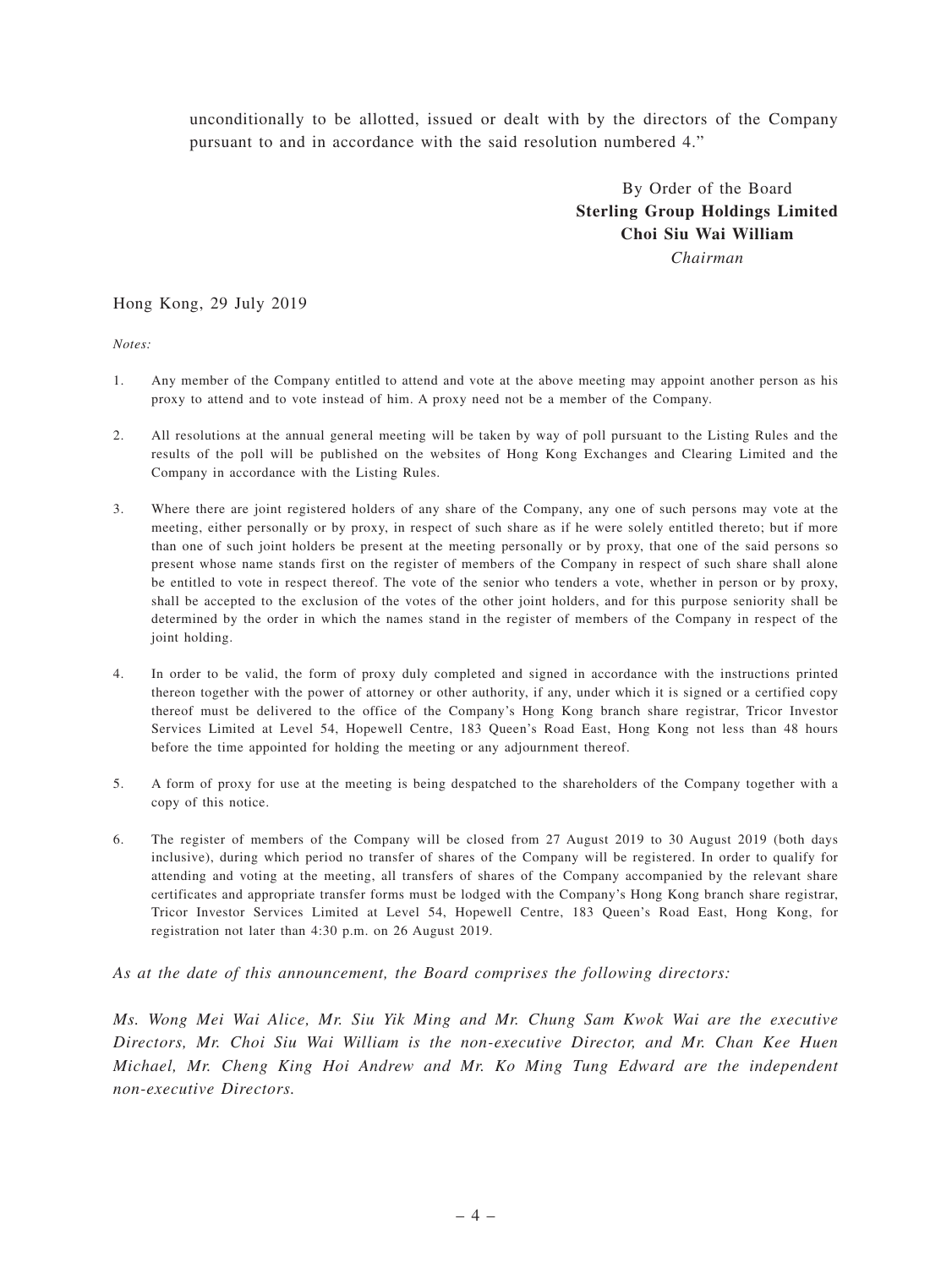unconditionally to be allotted, issued or dealt with by the directors of the Company pursuant to and in accordance with the said resolution numbered 4."

By Order of the Board
**Sterling Group Holdings Limited**
**Choi Siu Wai William**
*Chairman*

Hong Kong, 29 July 2019

*Notes:*

1. Any member of the Company entitled to attend and vote at the above meeting may appoint another person as his proxy to attend and to vote instead of him. A proxy need not be a member of the Company.

2. All resolutions at the annual general meeting will be taken by way of poll pursuant to the Listing Rules and the results of the poll will be published on the websites of Hong Kong Exchanges and Clearing Limited and the Company in accordance with the Listing Rules.

3. Where there are joint registered holders of any share of the Company, any one of such persons may vote at the meeting, either personally or by proxy, in respect of such share as if he were solely entitled thereto; but if more than one of such joint holders be present at the meeting personally or by proxy, that one of the said persons so present whose name stands first on the register of members of the Company in respect of such share shall alone be entitled to vote in respect thereof. The vote of the senior who tenders a vote, whether in person or by proxy, shall be accepted to the exclusion of the votes of the other joint holders, and for this purpose seniority shall be determined by the order in which the names stand in the register of members of the Company in respect of the joint holding.

4. In order to be valid, the form of proxy duly completed and signed in accordance with the instructions printed thereon together with the power of attorney or other authority, if any, under which it is signed or a certified copy thereof must be delivered to the office of the Company's Hong Kong branch share registrar, Tricor Investor Services Limited at Level 54, Hopewell Centre, 183 Queen's Road East, Hong Kong not less than 48 hours before the time appointed for holding the meeting or any adjournment thereof.

5. A form of proxy for use at the meeting is being despatched to the shareholders of the Company together with a copy of this notice.

6. The register of members of the Company will be closed from 27 August 2019 to 30 August 2019 (both days inclusive), during which period no transfer of shares of the Company will be registered. In order to qualify for attending and voting at the meeting, all transfers of shares of the Company accompanied by the relevant share certificates and appropriate transfer forms must be lodged with the Company's Hong Kong branch share registrar, Tricor Investor Services Limited at Level 54, Hopewell Centre, 183 Queen's Road East, Hong Kong, for registration not later than 4:30 p.m. on 26 August 2019.

*As at the date of this announcement, the Board comprises the following directors:*

*Ms. Wong Mei Wai Alice, Mr. Siu Yik Ming and Mr. Chung Sam Kwok Wai are the executive Directors, Mr. Choi Siu Wai William is the non-executive Director, and Mr. Chan Kee Huen Michael, Mr. Cheng King Hoi Andrew and Mr. Ko Ming Tung Edward are the independent non-executive Directors.*